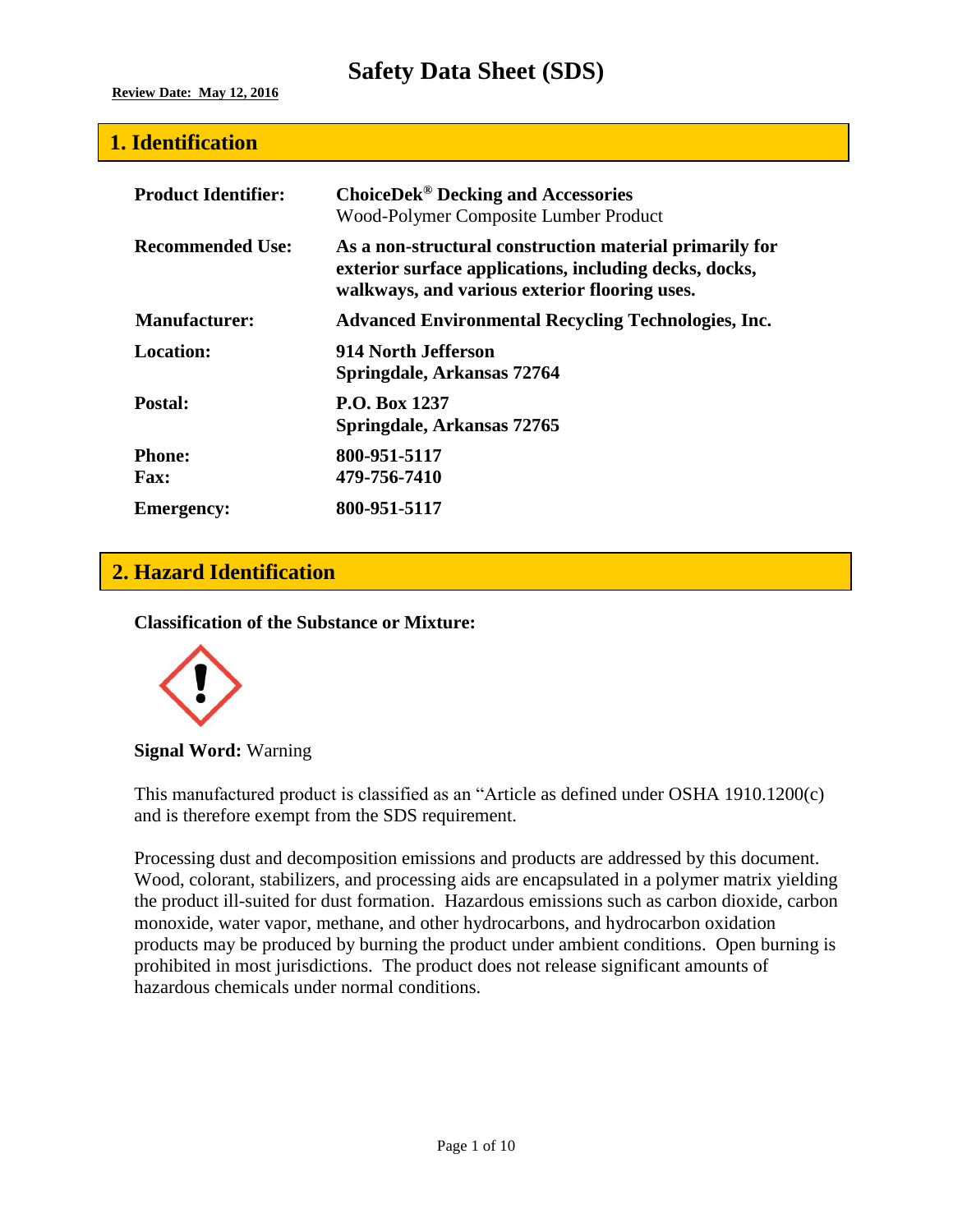# Safety Data Sheet (SDS)

**Review Date: May 12, 2016**

## 1. Identification

| | |
|---|---|
| **Product Identifier:** | **ChoiceDek® Decking and Accessories**<br>Wood-Polymer Composite Lumber Product |
| **Recommended Use:** | **As a non-structural construction material primarily for exterior surface applications, including decks, docks, walkways, and various exterior flooring uses.** |
| **Manufacturer:** | **Advanced Environmental Recycling Technologies, Inc.** |
| **Location:** | **914 North Jefferson**<br>**Springdale, Arkansas 72764** |
| **Postal:** | **P.O. Box 1237**<br>**Springdale, Arkansas 72765** |
| **Phone:**<br>**Fax:** | **800-951-5117**<br>**479-756-7410** |
| **Emergency:** | **800-951-5117** |

## 2. Hazard Identification

**Classification of the Substance or Mixture:**

**Signal Word:** Warning

This manufactured product is classified as an "Article as defined under OSHA 1910.1200(c) and is therefore exempt from the SDS requirement.

Processing dust and decomposition emissions and products are addressed by this document. Wood, colorant, stabilizers, and processing aids are encapsulated in a polymer matrix yielding the product ill-suited for dust formation. Hazardous emissions such as carbon dioxide, carbon monoxide, water vapor, methane, and other hydrocarbons, and hydrocarbon oxidation products may be produced by burning the product under ambient conditions. Open burning is prohibited in most jurisdictions. The product does not release significant amounts of hazardous chemicals under normal conditions.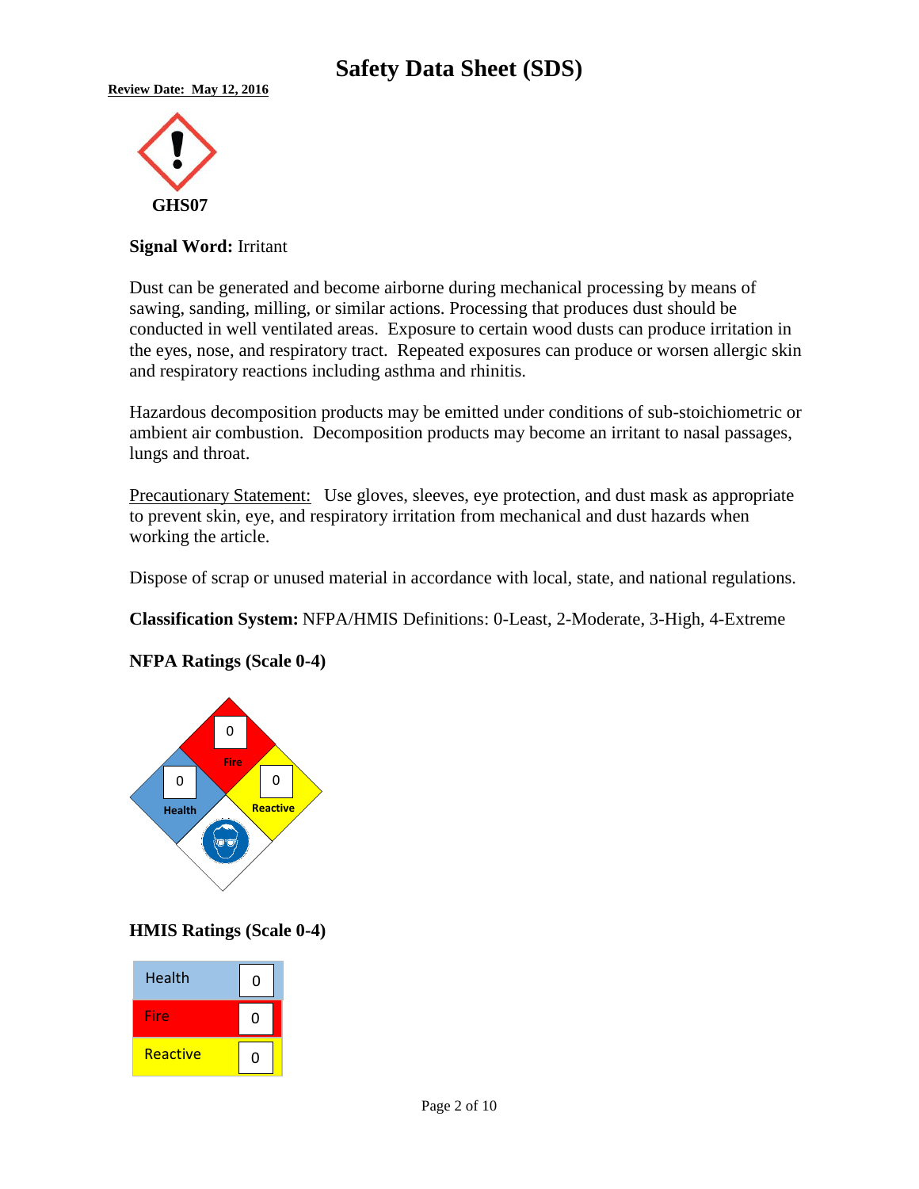# Safety Data Sheet (SDS)

**Review Date: May 12, 2016**

**GHS07**

**Signal Word:** Irritant

Dust can be generated and become airborne during mechanical processing by means of sawing, sanding, milling, or similar actions. Processing that produces dust should be conducted in well ventilated areas. Exposure to certain wood dusts can produce irritation in the eyes, nose, and respiratory tract. Repeated exposures can produce or worsen allergic skin and respiratory reactions including asthma and rhinitis.

Hazardous decomposition products may be emitted under conditions of sub-stoichiometric or ambient air combustion. Decomposition products may become an irritant to nasal passages, lungs and throat.

Precautionary Statement: Use gloves, sleeves, eye protection, and dust mask as appropriate to prevent skin, eye, and respiratory irritation from mechanical and dust hazards when working the article.

Dispose of scrap or unused material in accordance with local, state, and national regulations.

**Classification System:** NFPA/HMIS Definitions: 0-Least, 2-Moderate, 3-High, 4-Extreme

**NFPA Ratings (Scale 0-4)**

| Category | Rating |
|---|---|
| Fire | 0 |
| Health | 0 |
| Reactive | 0 |

**HMIS Ratings (Scale 0-4)**

| Category | Rating |
|---|---|
| Health | 0 |
| Fire | 0 |
| Reactive | 0 |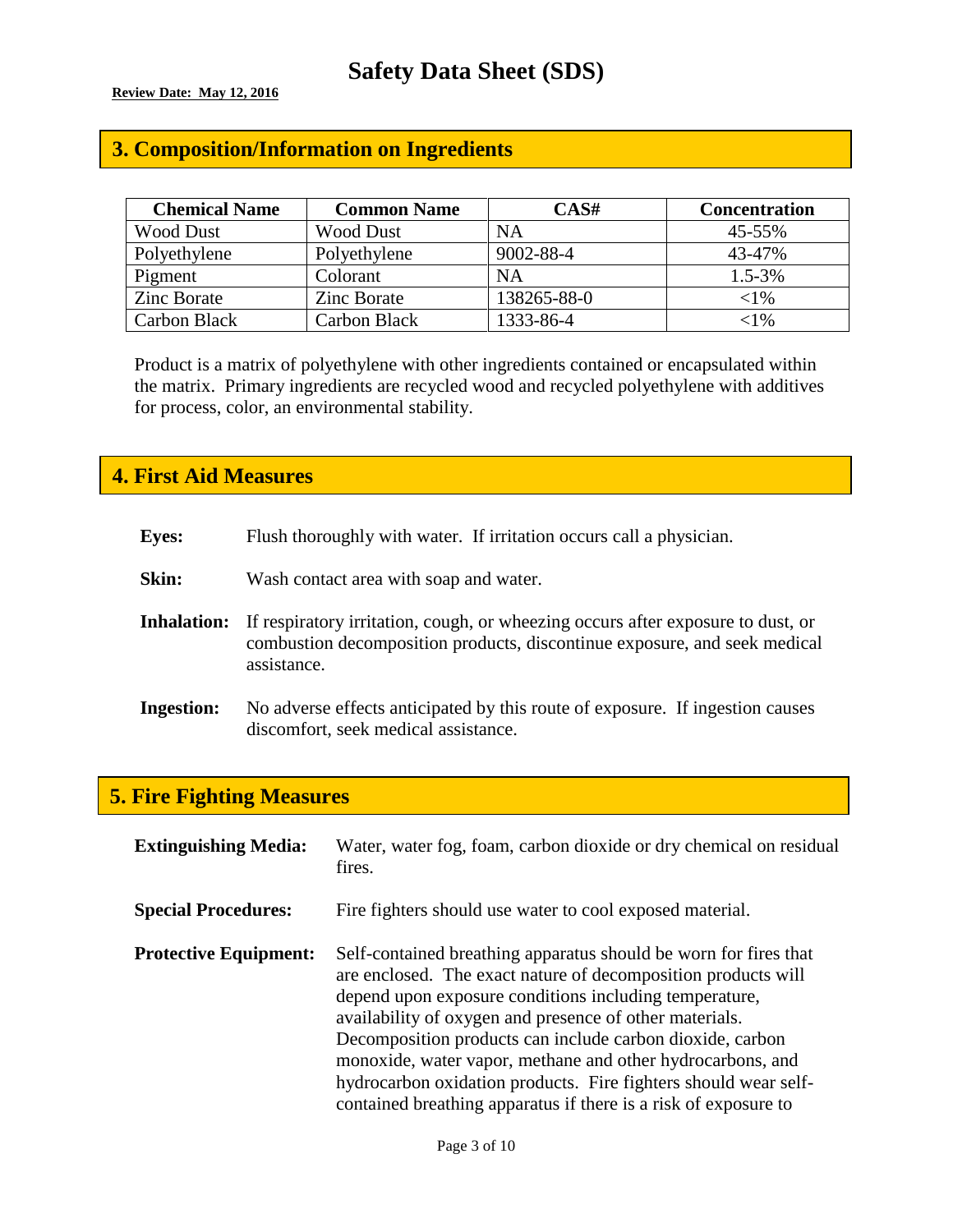# Safety Data Sheet (SDS)

**Review Date: May 12, 2016**

## 3. Composition/Information on Ingredients

| Chemical Name | Common Name | CAS# | Concentration |
|---|---|---|---|
| Wood Dust | Wood Dust | NA | 45-55% |
| Polyethylene | Polyethylene | 9002-88-4 | 43-47% |
| Pigment | Colorant | NA | 1.5-3% |
| Zinc Borate | Zinc Borate | 138265-88-0 | <1% |
| Carbon Black | Carbon Black | 1333-86-4 | <1% |

Product is a matrix of polyethylene with other ingredients contained or encapsulated within the matrix. Primary ingredients are recycled wood and recycled polyethylene with additives for process, color, an environmental stability.

## 4. First Aid Measures

**Eyes:** Flush thoroughly with water. If irritation occurs call a physician.

**Skin:** Wash contact area with soap and water.

**Inhalation:** If respiratory irritation, cough, or wheezing occurs after exposure to dust, or combustion decomposition products, discontinue exposure, and seek medical assistance.

**Ingestion:** No adverse effects anticipated by this route of exposure. If ingestion causes discomfort, seek medical assistance.

## 5. Fire Fighting Measures

**Extinguishing Media:** Water, water fog, foam, carbon dioxide or dry chemical on residual fires.

**Special Procedures:** Fire fighters should use water to cool exposed material.

**Protective Equipment:** Self-contained breathing apparatus should be worn for fires that are enclosed. The exact nature of decomposition products will depend upon exposure conditions including temperature, availability of oxygen and presence of other materials. Decomposition products can include carbon dioxide, carbon monoxide, water vapor, methane and other hydrocarbons, and hydrocarbon oxidation products. Fire fighters should wear self-contained breathing apparatus if there is a risk of exposure to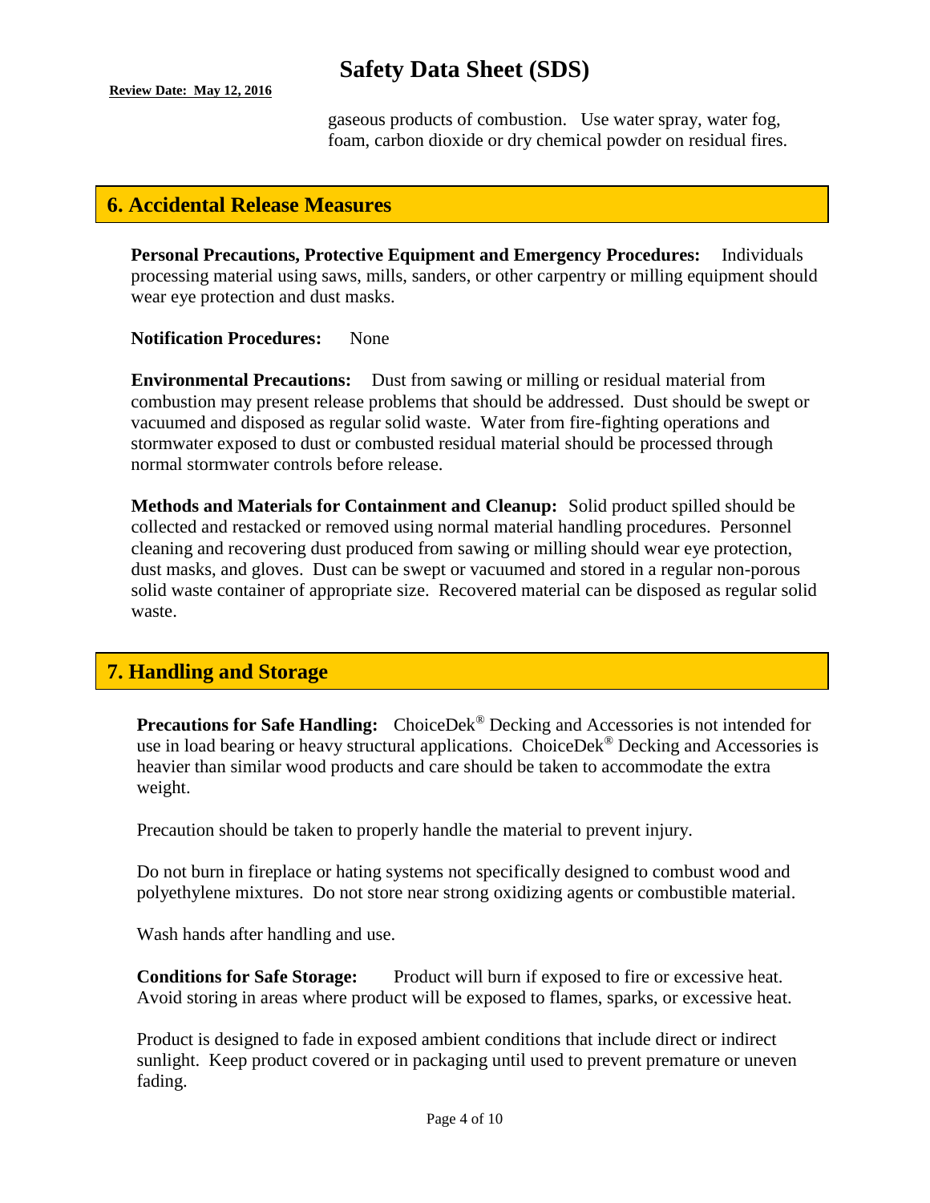gaseous products of combustion. Use water spray, water fog, foam, carbon dioxide or dry chemical powder on residual fires.

## 6. Accidental Release Measures

**Personal Precautions, Protective Equipment and Emergency Procedures:** Individuals processing material using saws, mills, sanders, or other carpentry or milling equipment should wear eye protection and dust masks.

**Notification Procedures:** None

**Environmental Precautions:** Dust from sawing or milling or residual material from combustion may present release problems that should be addressed. Dust should be swept or vacuumed and disposed as regular solid waste. Water from fire-fighting operations and stormwater exposed to dust or combusted residual material should be processed through normal stormwater controls before release.

**Methods and Materials for Containment and Cleanup:** Solid product spilled should be collected and restacked or removed using normal material handling procedures. Personnel cleaning and recovering dust produced from sawing or milling should wear eye protection, dust masks, and gloves. Dust can be swept or vacuumed and stored in a regular non-porous solid waste container of appropriate size. Recovered material can be disposed as regular solid waste.

## 7. Handling and Storage

**Precautions for Safe Handling:** ChoiceDek® Decking and Accessories is not intended for use in load bearing or heavy structural applications. ChoiceDek® Decking and Accessories is heavier than similar wood products and care should be taken to accommodate the extra weight.

Precaution should be taken to properly handle the material to prevent injury.

Do not burn in fireplace or hating systems not specifically designed to combust wood and polyethylene mixtures. Do not store near strong oxidizing agents or combustible material.

Wash hands after handling and use.

**Conditions for Safe Storage:** Product will burn if exposed to fire or excessive heat. Avoid storing in areas where product will be exposed to flames, sparks, or excessive heat.

Product is designed to fade in exposed ambient conditions that include direct or indirect sunlight. Keep product covered or in packaging until used to prevent premature or uneven fading.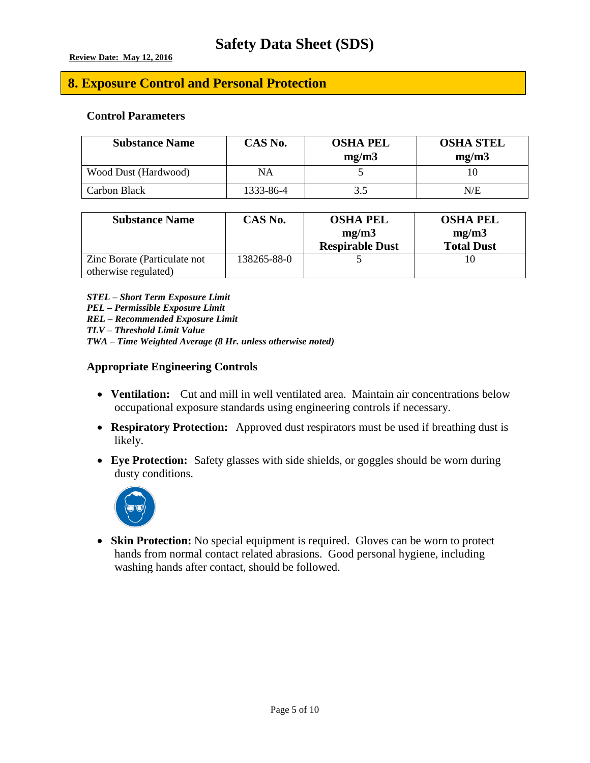# Safety Data Sheet (SDS)

**Review Date: May 12, 2016**

## 8. Exposure Control and Personal Protection

### Control Parameters

| Substance Name | CAS No. | OSHA PEL mg/m3 | OSHA STEL mg/m3 |
|---|---|---|---|
| Wood Dust (Hardwood) | NA | 5 | 10 |
| Carbon Black | 1333-86-4 | 3.5 | N/E |

| Substance Name | CAS No. | OSHA PEL mg/m3 Respirable Dust | OSHA PEL mg/m3 Total Dust |
|---|---|---|---|
| Zinc Borate (Particulate not otherwise regulated) | 138265-88-0 | 5 | 10 |

***STEL – Short Term Exposure Limit***
***PEL – Permissible Exposure Limit***
***REL – Recommended Exposure Limit***
***TLV – Threshold Limit Value***
***TWA – Time Weighted Average (8 Hr. unless otherwise noted)***

### Appropriate Engineering Controls

- **Ventilation:** Cut and mill in well ventilated area. Maintain air concentrations below occupational exposure standards using engineering controls if necessary.
- **Respiratory Protection:** Approved dust respirators must be used if breathing dust is likely.
- **Eye Protection:** Safety glasses with side shields, or goggles should be worn during dusty conditions.
- **Skin Protection:** No special equipment is required. Gloves can be worn to protect hands from normal contact related abrasions. Good personal hygiene, including washing hands after contact, should be followed.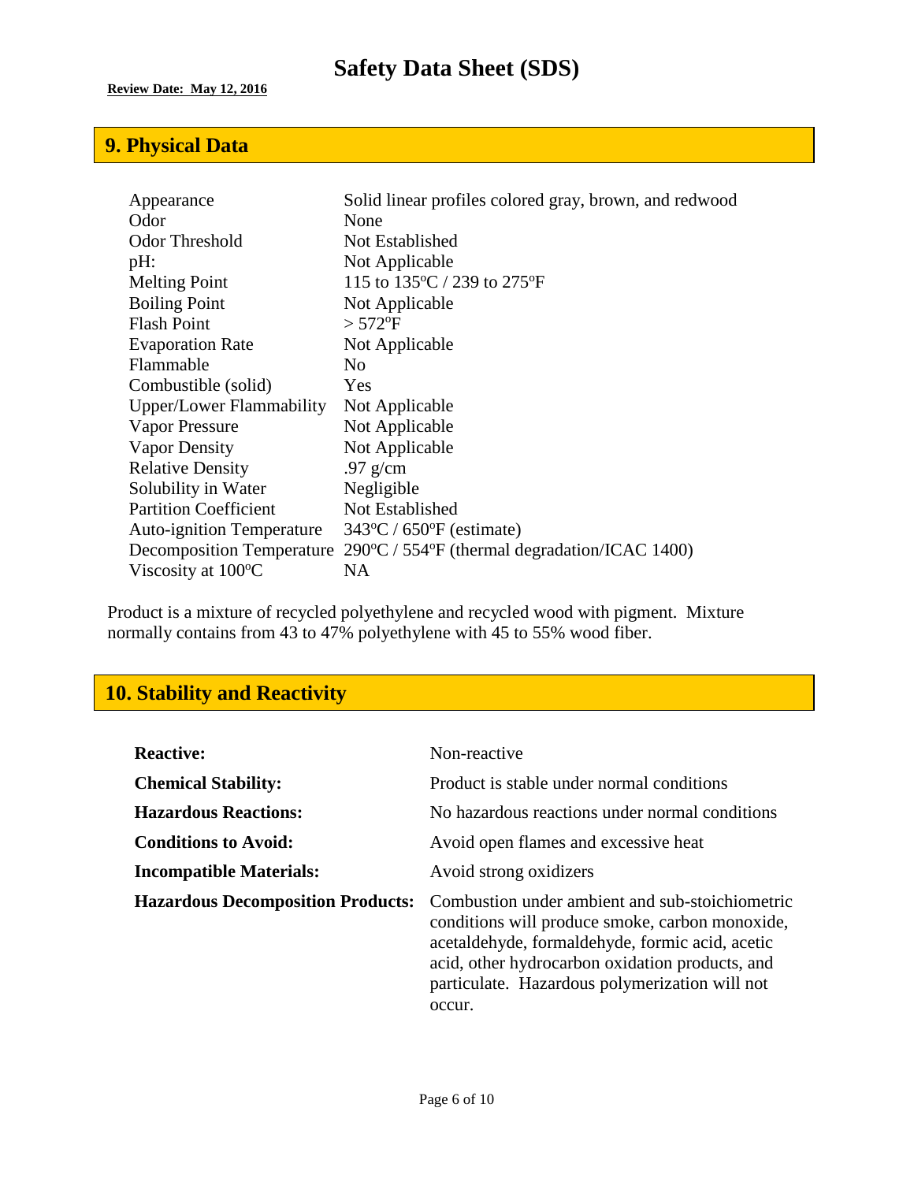# Safety Data Sheet (SDS)

**Review Date: May 12, 2016**

## 9. Physical Data

| | |
|---|---|
| Appearance | Solid linear profiles colored gray, brown, and redwood |
| Odor | None |
| Odor Threshold | Not Established |
| pH: | Not Applicable |
| Melting Point | 115 to 135ºC / 239 to 275ºF |
| Boiling Point | Not Applicable |
| Flash Point | > 572ºF |
| Evaporation Rate | Not Applicable |
| Flammable | No |
| Combustible (solid) | Yes |
| Upper/Lower Flammability | Not Applicable |
| Vapor Pressure | Not Applicable |
| Vapor Density | Not Applicable |
| Relative Density | .97 g/cm |
| Solubility in Water | Negligible |
| Partition Coefficient | Not Established |
| Auto-ignition Temperature | 343ºC / 650ºF (estimate) |
| Decomposition Temperature | 290ºC / 554ºF (thermal degradation/ICAC 1400) |
| Viscosity at 100ºC | NA |

Product is a mixture of recycled polyethylene and recycled wood with pigment. Mixture normally contains from 43 to 47% polyethylene with 45 to 55% wood fiber.

## 10. Stability and Reactivity

| | |
|---|---|
| **Reactive:** | Non-reactive |
| **Chemical Stability:** | Product is stable under normal conditions |
| **Hazardous Reactions:** | No hazardous reactions under normal conditions |
| **Conditions to Avoid:** | Avoid open flames and excessive heat |
| **Incompatible Materials:** | Avoid strong oxidizers |
| **Hazardous Decomposition Products:** | Combustion under ambient and sub-stoichiometric conditions will produce smoke, carbon monoxide, acetaldehyde, formaldehyde, formic acid, acetic acid, other hydrocarbon oxidation products, and particulate. Hazardous polymerization will not occur. |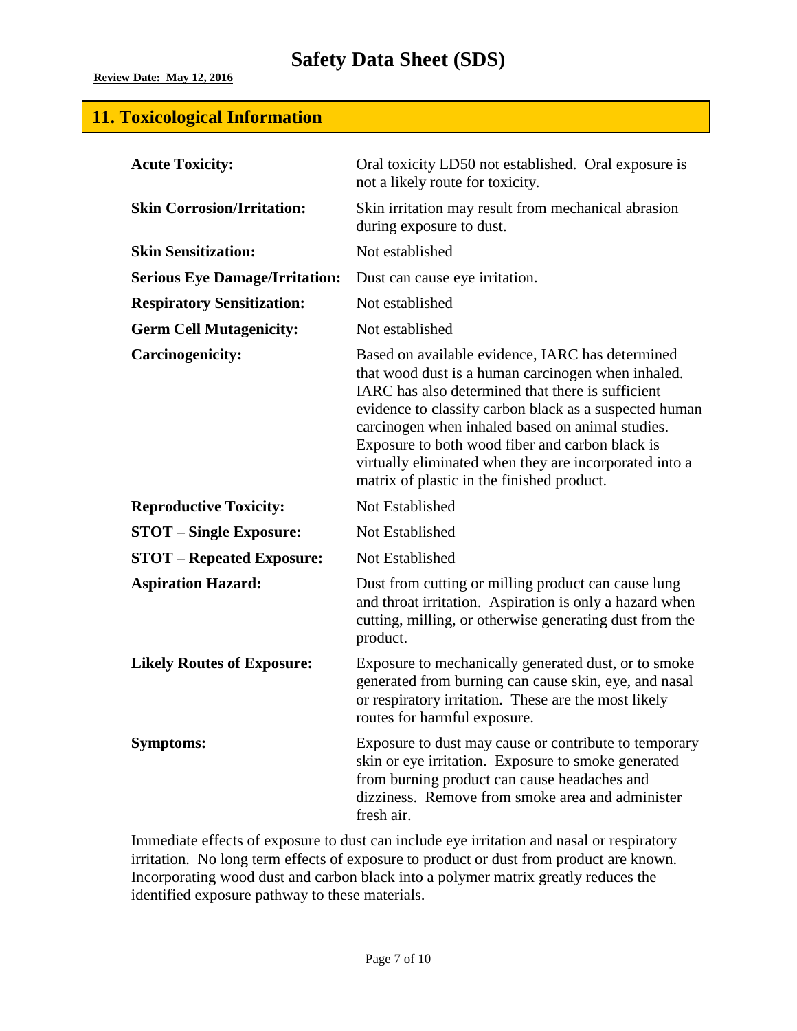# Safety Data Sheet (SDS)

**Review Date: May 12, 2016**

## 11. Toxicological Information

| | |
|---|---|
| **Acute Toxicity:** | Oral toxicity LD50 not established. Oral exposure is not a likely route for toxicity. |
| **Skin Corrosion/Irritation:** | Skin irritation may result from mechanical abrasion during exposure to dust. |
| **Skin Sensitization:** | Not established |
| **Serious Eye Damage/Irritation:** | Dust can cause eye irritation. |
| **Respiratory Sensitization:** | Not established |
| **Germ Cell Mutagenicity:** | Not established |
| **Carcinogenicity:** | Based on available evidence, IARC has determined that wood dust is a human carcinogen when inhaled. IARC has also determined that there is sufficient evidence to classify carbon black as a suspected human carcinogen when inhaled based on animal studies. Exposure to both wood fiber and carbon black is virtually eliminated when they are incorporated into a matrix of plastic in the finished product. |
| **Reproductive Toxicity:** | Not Established |
| **STOT – Single Exposure:** | Not Established |
| **STOT – Repeated Exposure:** | Not Established |
| **Aspiration Hazard:** | Dust from cutting or milling product can cause lung and throat irritation. Aspiration is only a hazard when cutting, milling, or otherwise generating dust from the product. |
| **Likely Routes of Exposure:** | Exposure to mechanically generated dust, or to smoke generated from burning can cause skin, eye, and nasal or respiratory irritation. These are the most likely routes for harmful exposure. |
| **Symptoms:** | Exposure to dust may cause or contribute to temporary skin or eye irritation. Exposure to smoke generated from burning product can cause headaches and dizziness. Remove from smoke area and administer fresh air. |

Immediate effects of exposure to dust can include eye irritation and nasal or respiratory irritation. No long term effects of exposure to product or dust from product are known. Incorporating wood dust and carbon black into a polymer matrix greatly reduces the identified exposure pathway to these materials.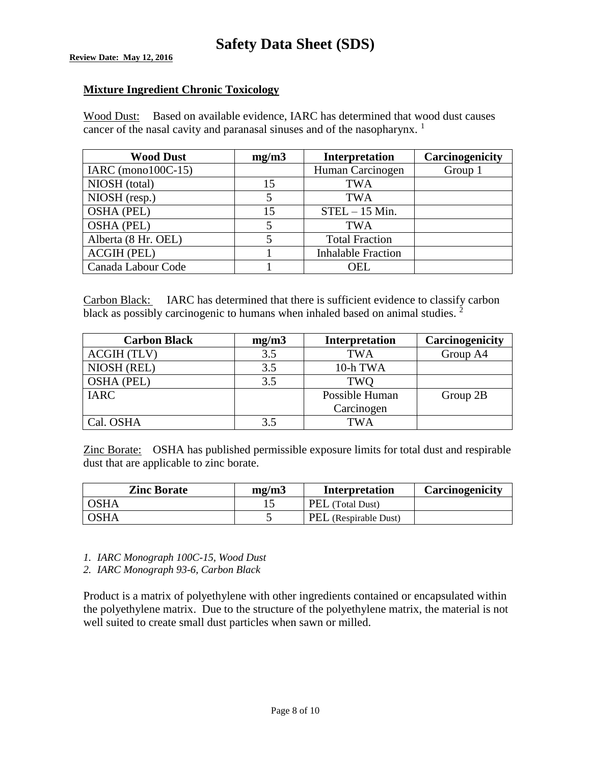# Safety Data Sheet (SDS)

**Review Date: May 12, 2016**

**Mixture Ingredient Chronic Toxicology**

Wood Dust: Based on available evidence, IARC has determined that wood dust causes cancer of the nasal cavity and paranasal sinuses and of the nasopharynx. [1]

| Wood Dust | mg/m3 | Interpretation | Carcinogenicity |
|---|---|---|---|
| IARC (mono100C-15) | | Human Carcinogen | Group 1 |
| NIOSH (total) | 15 | TWA | |
| NIOSH (resp.) | 5 | TWA | |
| OSHA (PEL) | 15 | STEL – 15 Min. | |
| OSHA (PEL) | 5 | TWA | |
| Alberta (8 Hr. OEL) | 5 | Total Fraction | |
| ACGIH (PEL) | 1 | Inhalable Fraction | |
| Canada Labour Code | 1 | OEL | |

Carbon Black: IARC has determined that there is sufficient evidence to classify carbon black as possibly carcinogenic to humans when inhaled based on animal studies. [2]

| Carbon Black | mg/m3 | Interpretation | Carcinogenicity |
|---|---|---|---|
| ACGIH (TLV) | 3.5 | TWA | Group A4 |
| NIOSH (REL) | 3.5 | 10-h TWA | |
| OSHA (PEL) | 3.5 | TWQ | |
| IARC | | Possible Human Carcinogen | Group 2B |
| Cal. OSHA | 3.5 | TWA | |

Zinc Borate: OSHA has published permissible exposure limits for total dust and respirable dust that are applicable to zinc borate.

| Zinc Borate | mg/m3 | Interpretation | Carcinogenicity |
|---|---|---|---|
| OSHA | 15 | PEL (Total Dust) | |
| OSHA | 5 | PEL (Respirable Dust) | |

1. *IARC Monograph 100C-15, Wood Dust*
2. *IARC Monograph 93-6, Carbon Black*

Product is a matrix of polyethylene with other ingredients contained or encapsulated within the polyethylene matrix. Due to the structure of the polyethylene matrix, the material is not well suited to create small dust particles when sawn or milled.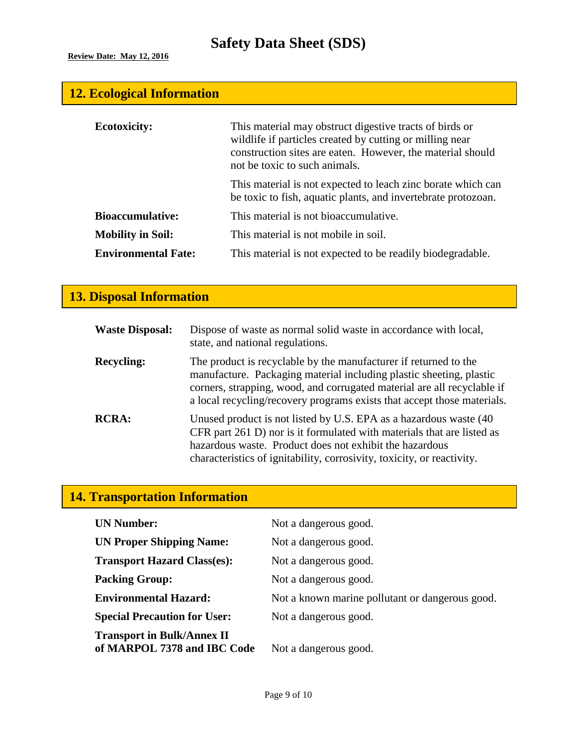# Safety Data Sheet (SDS)

**Review Date: May 12, 2016**

## 12. Ecological Information

**Ecotoxicity:** This material may obstruct digestive tracts of birds or wildlife if particles created by cutting or milling near construction sites are eaten. However, the material should not be toxic to such animals.

This material is not expected to leach zinc borate which can be toxic to fish, aquatic plants, and invertebrate protozoan.

**Bioaccumulative:** This material is not bioaccumulative.

**Mobility in Soil:** This material is not mobile in soil.

**Environmental Fate:** This material is not expected to be readily biodegradable.

## 13. Disposal Information

**Waste Disposal:** Dispose of waste as normal solid waste in accordance with local, state, and national regulations.

**Recycling:** The product is recyclable by the manufacturer if returned to the manufacture. Packaging material including plastic sheeting, plastic corners, strapping, wood, and corrugated material are all recyclable if a local recycling/recovery programs exists that accept those materials.

**RCRA:** Unused product is not listed by U.S. EPA as a hazardous waste (40 CFR part 261 D) nor is it formulated with materials that are listed as hazardous waste. Product does not exhibit the hazardous characteristics of ignitability, corrosivity, toxicity, or reactivity.

## 14. Transportation Information

**UN Number:** Not a dangerous good.

**UN Proper Shipping Name:** Not a dangerous good.

**Transport Hazard Class(es):** Not a dangerous good.

**Packing Group:** Not a dangerous good.

**Environmental Hazard:** Not a known marine pollutant or dangerous good.

**Special Precaution for User:** Not a dangerous good.

**Transport in Bulk/Annex II of MARPOL 7378 and IBC Code** Not a dangerous good.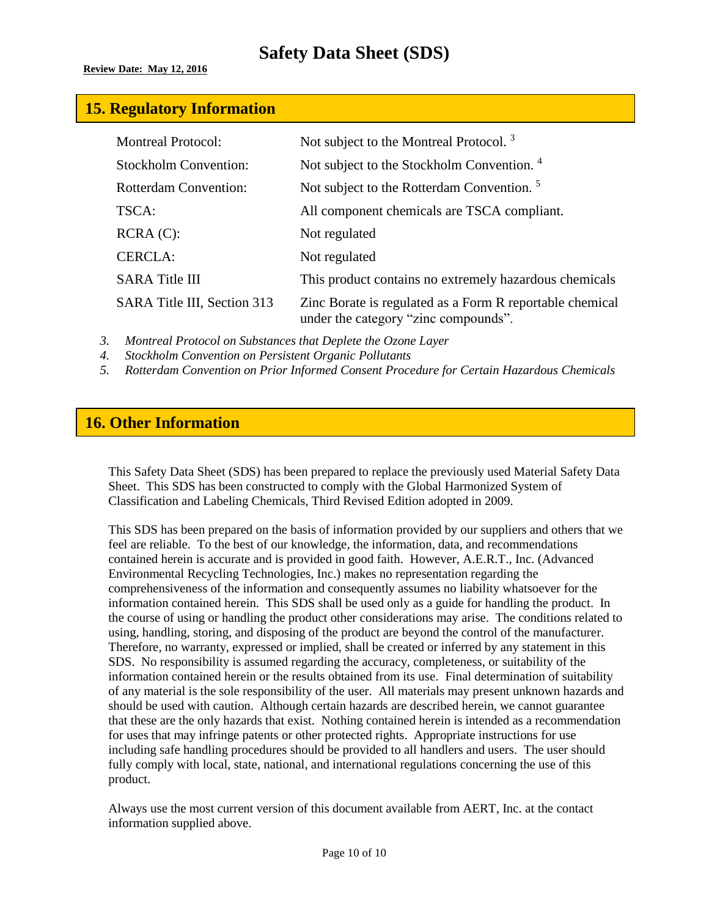## 15. Regulatory Information

| | |
|---|---|
| Montreal Protocol: | Not subject to the Montreal Protocol. [3] |
| Stockholm Convention: | Not subject to the Stockholm Convention. [4] |
| Rotterdam Convention: | Not subject to the Rotterdam Convention. [5] |
| TSCA: | All component chemicals are TSCA compliant. |
| RCRA (C): | Not regulated |
| CERCLA: | Not regulated |
| SARA Title III | This product contains no extremely hazardous chemicals |
| SARA Title III, Section 313 | Zinc Borate is regulated as a Form R reportable chemical under the category “zinc compounds”. |

3. *Montreal Protocol on Substances that Deplete the Ozone Layer*
4. *Stockholm Convention on Persistent Organic Pollutants*
5. *Rotterdam Convention on Prior Informed Consent Procedure for Certain Hazardous Chemicals*

## 16. Other Information

This Safety Data Sheet (SDS) has been prepared to replace the previously used Material Safety Data Sheet. This SDS has been constructed to comply with the Global Harmonized System of Classification and Labeling Chemicals, Third Revised Edition adopted in 2009.

This SDS has been prepared on the basis of information provided by our suppliers and others that we feel are reliable. To the best of our knowledge, the information, data, and recommendations contained herein is accurate and is provided in good faith. However, A.E.R.T., Inc. (Advanced Environmental Recycling Technologies, Inc.) makes no representation regarding the comprehensiveness of the information and consequently assumes no liability whatsoever for the information contained herein. This SDS shall be used only as a guide for handling the product. In the course of using or handling the product other considerations may arise. The conditions related to using, handling, storing, and disposing of the product are beyond the control of the manufacturer. Therefore, no warranty, expressed or implied, shall be created or inferred by any statement in this SDS. No responsibility is assumed regarding the accuracy, completeness, or suitability of the information contained herein or the results obtained from its use. Final determination of suitability of any material is the sole responsibility of the user. All materials may present unknown hazards and should be used with caution. Although certain hazards are described herein, we cannot guarantee that these are the only hazards that exist. Nothing contained herein is intended as a recommendation for uses that may infringe patents or other protected rights. Appropriate instructions for use including safe handling procedures should be provided to all handlers and users. The user should fully comply with local, state, national, and international regulations concerning the use of this product.

Always use the most current version of this document available from AERT, Inc. at the contact information supplied above.